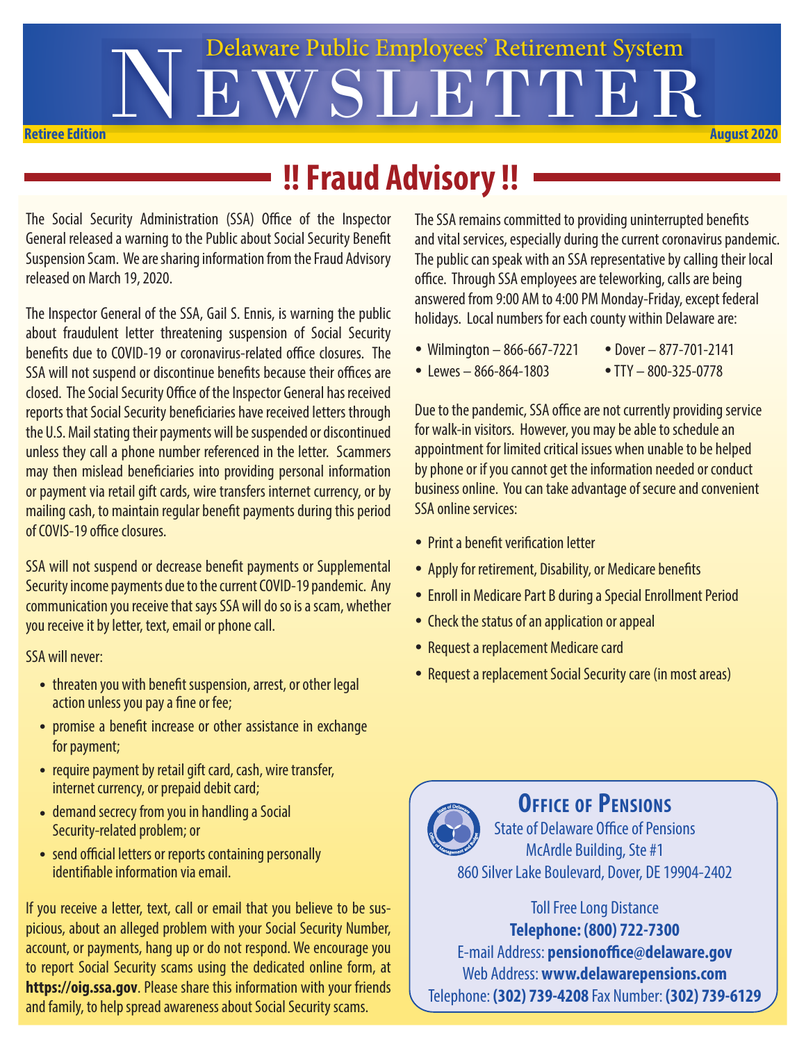# Delaware Public Employees' Retirement System NEWSLETTER

**Retiree Edition** **August 2020**

## !! Fraud Advisory !!

The Social Security Administration (SSA) Office of the Inspector General released a warning to the Public about Social Security Benefit Suspension Scam. We are sharing information from the Fraud Advisory released on March 19, 2020.

The Inspector General of the SSA, Gail S. Ennis, is warning the public about fraudulent letter threatening suspension of Social Security benefits due to COVID-19 or coronavirus-related office closures. The SSA will not suspend or discontinue benefits because their offices are closed. The Social Security Office of the Inspector General has received reports that Social Security beneficiaries have received letters through the U.S. Mail stating their payments will be suspended or discontinued unless they call a phone number referenced in the letter. Scammers may then mislead beneficiaries into providing personal information or payment via retail gift cards, wire transfers internet currency, or by mailing cash, to maintain regular benefit payments during this period of COVIS-19 office closures.

SSA will not suspend or decrease benefit payments or Supplemental Security income payments due to the current COVID-19 pandemic. Any communication you receive that says SSA will do so is a scam, whether you receive it by letter, text, email or phone call.

SSA will never:

- threaten you with benefit suspension, arrest, or other legal action unless you pay a fine or fee;
- promise a benefit increase or other assistance in exchange for payment;
- require payment by retail gift card, cash, wire transfer, internet currency, or prepaid debit card;
- demand secrecy from you in handling a Social Security-related problem; or
- send official letters or reports containing personally identifiable information via email.

If you receive a letter, text, call or email that you believe to be suspicious, about an alleged problem with your Social Security Number, account, or payments, hang up or do not respond. We encourage you to report Social Security scams using the dedicated online form, at **https://oig.ssa.gov**. Please share this information with your friends and family, to help spread awareness about Social Security scams.

The SSA remains committed to providing uninterrupted benefits and vital services, especially during the current coronavirus pandemic. The public can speak with an SSA representative by calling their local office. Through SSA employees are teleworking, calls are being answered from 9:00 AM to 4:00 PM Monday-Friday, except federal holidays. Local numbers for each county within Delaware are:

- Wilmington – 866-667-7221
- Dover – 877-701-2141
- Lewes – 866-864-1803
- TTY – 800-325-0778

Due to the pandemic, SSA office are not currently providing service for walk-in visitors. However, you may be able to schedule an appointment for limited critical issues when unable to be helped by phone or if you cannot get the information needed or conduct business online. You can take advantage of secure and convenient SSA online services:

- Print a benefit verification letter
- Apply for retirement, Disability, or Medicare benefits
- Enroll in Medicare Part B during a Special Enrollment Period
- Check the status of an application or appeal
- Request a replacement Medicare card
- Request a replacement Social Security care (in most areas)

### Office of Pensions

State of Delaware Office of Pensions
McArdle Building, Ste #1
860 Silver Lake Boulevard, Dover, DE 19904-2402

Toll Free Long Distance
**Telephone: (800) 722-7300**
E-mail Address: **pensionoffice@delaware.gov**
Web Address: **www.delawarepensions.com**
Telephone: **(302) 739-4208** Fax Number: **(302) 739-6129**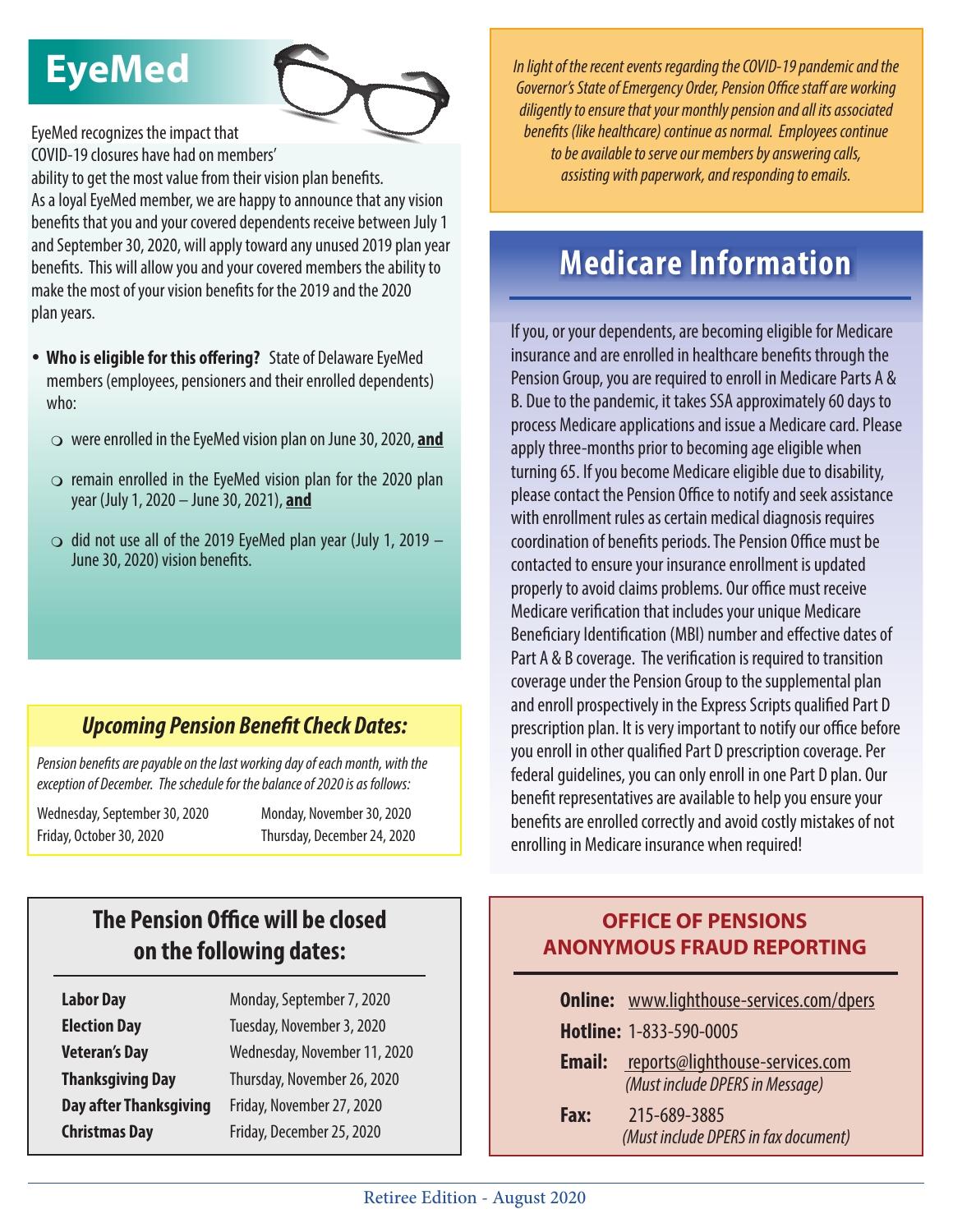# EyeMed

EyeMed recognizes the impact that COVID-19 closures have had on members' ability to get the most value from their vision plan benefits. As a loyal EyeMed member, we are happy to announce that any vision benefits that you and your covered dependents receive between July 1 and September 30, 2020, will apply toward any unused 2019 plan year benefits. This will allow you and your covered members the ability to make the most of your vision benefits for the 2019 and the 2020 plan years.

- **Who is eligible for this offering?** State of Delaware EyeMed members (employees, pensioners and their enrolled dependents) who:
  - were enrolled in the EyeMed vision plan on June 30, 2020, **and**
  - remain enrolled in the EyeMed vision plan for the 2020 plan year (July 1, 2020 – June 30, 2021), **and**
  - did not use all of the 2019 EyeMed plan year (July 1, 2019 – June 30, 2020) vision benefits.

## *Upcoming Pension Benefit Check Dates:*

*Pension benefits are payable on the last working day of each month, with the exception of December. The schedule for the balance of 2020 is as follows:*

| | |
|---|---|
| Wednesday, September 30, 2020 | Monday, November 30, 2020 |
| Friday, October 30, 2020 | Thursday, December 24, 2020 |

## The Pension Office will be closed on the following dates:

| | |
|---|---|
| **Labor Day** | Monday, September 7, 2020 |
| **Election Day** | Tuesday, November 3, 2020 |
| **Veteran's Day** | Wednesday, November 11, 2020 |
| **Thanksgiving Day** | Thursday, November 26, 2020 |
| **Day after Thanksgiving** | Friday, November 27, 2020 |
| **Christmas Day** | Friday, December 25, 2020 |

*In light of the recent events regarding the COVID-19 pandemic and the Governor's State of Emergency Order, Pension Office staff are working diligently to ensure that your monthly pension and all its associated benefits (like healthcare) continue as normal. Employees continue to be available to serve our members by answering calls, assisting with paperwork, and responding to emails.*

## Medicare Information

If you, or your dependents, are becoming eligible for Medicare insurance and are enrolled in healthcare benefits through the Pension Group, you are required to enroll in Medicare Parts A & B. Due to the pandemic, it takes SSA approximately 60 days to process Medicare applications and issue a Medicare card. Please apply three-months prior to becoming age eligible when turning 65. If you become Medicare eligible due to disability, please contact the Pension Office to notify and seek assistance with enrollment rules as certain medical diagnosis requires coordination of benefits periods. The Pension Office must be contacted to ensure your insurance enrollment is updated properly to avoid claims problems. Our office must receive Medicare verification that includes your unique Medicare Beneficiary Identification (MBI) number and effective dates of Part A & B coverage. The verification is required to transition coverage under the Pension Group to the supplemental plan and enroll prospectively in the Express Scripts qualified Part D prescription plan. It is very important to notify our office before you enroll in other qualified Part D prescription coverage. Per federal guidelines, you can only enroll in one Part D plan. Our benefit representatives are available to help you ensure your benefits are enrolled correctly and avoid costly mistakes of not enrolling in Medicare insurance when required!

## OFFICE OF PENSIONS ANONYMOUS FRAUD REPORTING

**Online:** www.lighthouse-services.com/dpers

**Hotline:** 1-833-590-0005

**Email:** reports@lighthouse-services.com
*(Must include DPERS in Message)*

**Fax:** 215-689-3885
*(Must include DPERS in fax document)*